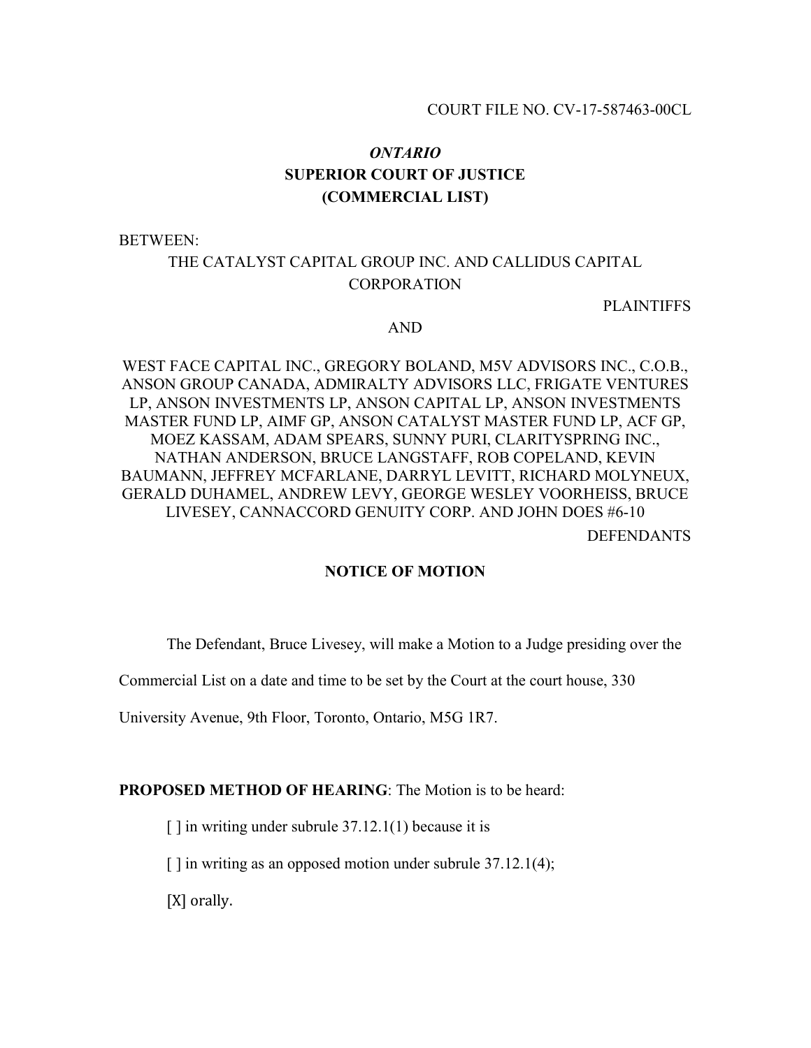COURT FILE NO. CV-17-587463-00CL

# *ONTARIO*
# SUPERIOR COURT OF JUSTICE
# (COMMERCIAL LIST)

BETWEEN:

THE CATALYST CAPITAL GROUP INC. AND CALLIDUS CAPITAL CORPORATION

PLAINTIFFS

AND

WEST FACE CAPITAL INC., GREGORY BOLAND, M5V ADVISORS INC., C.O.B., ANSON GROUP CANADA, ADMIRALTY ADVISORS LLC, FRIGATE VENTURES LP, ANSON INVESTMENTS LP, ANSON CAPITAL LP, ANSON INVESTMENTS MASTER FUND LP, AIMF GP, ANSON CATALYST MASTER FUND LP, ACF GP, MOEZ KASSAM, ADAM SPEARS, SUNNY PURI, CLARITYSPRING INC., NATHAN ANDERSON, BRUCE LANGSTAFF, ROB COPELAND, KEVIN BAUMANN, JEFFREY MCFARLANE, DARRYL LEVITT, RICHARD MOLYNEUX, GERALD DUHAMEL, ANDREW LEVY, GEORGE WESLEY VOORHEISS, BRUCE LIVESEY, CANNACCORD GENUITY CORP. AND JOHN DOES #6-10

DEFENDANTS

## NOTICE OF MOTION

The Defendant, Bruce Livesey, will make a Motion to a Judge presiding over the Commercial List on a date and time to be set by the Court at the court house, 330 University Avenue, 9th Floor, Toronto, Ontario, M5G 1R7.

**PROPOSED METHOD OF HEARING**: The Motion is to be heard:

[ ] in writing under subrule 37.12.1(1) because it is

[ ] in writing as an opposed motion under subrule 37.12.1(4);

[X] orally.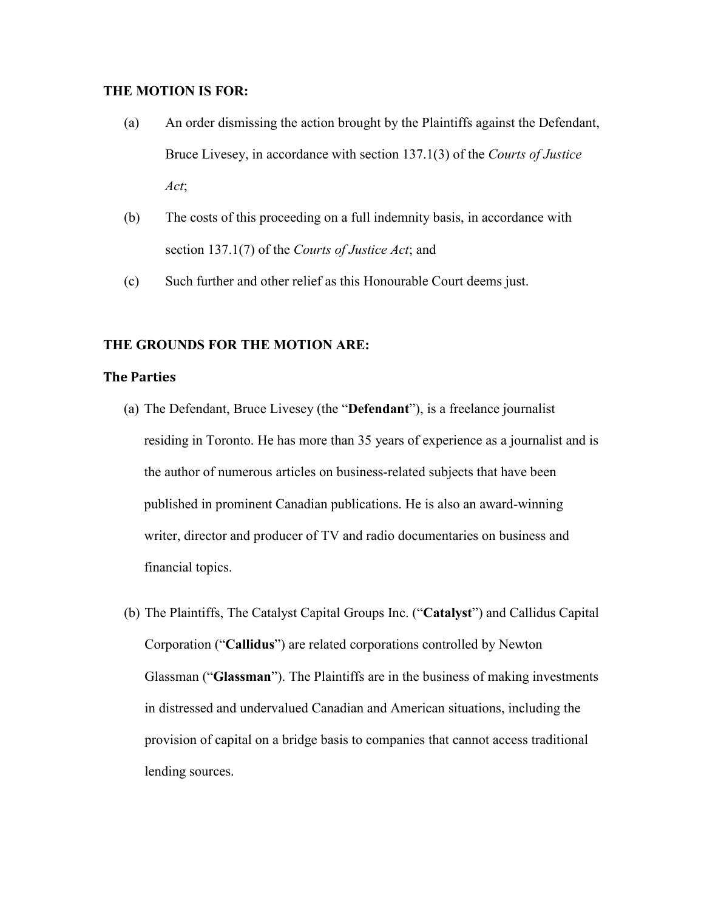**THE MOTION IS FOR:**

(a) An order dismissing the action brought by the Plaintiffs against the Defendant, Bruce Livesey, in accordance with section 137.1(3) of the *Courts of Justice Act*;

(b) The costs of this proceeding on a full indemnity basis, in accordance with section 137.1(7) of the *Courts of Justice Act*; and

(c) Such further and other relief as this Honourable Court deems just.

**THE GROUNDS FOR THE MOTION ARE:**

**The Parties**

(a) The Defendant, Bruce Livesey (the "**Defendant**"), is a freelance journalist residing in Toronto. He has more than 35 years of experience as a journalist and is the author of numerous articles on business-related subjects that have been published in prominent Canadian publications. He is also an award-winning writer, director and producer of TV and radio documentaries on business and financial topics.

(b) The Plaintiffs, The Catalyst Capital Groups Inc. ("**Catalyst**") and Callidus Capital Corporation ("**Callidus**") are related corporations controlled by Newton Glassman ("**Glassman**"). The Plaintiffs are in the business of making investments in distressed and undervalued Canadian and American situations, including the provision of capital on a bridge basis to companies that cannot access traditional lending sources.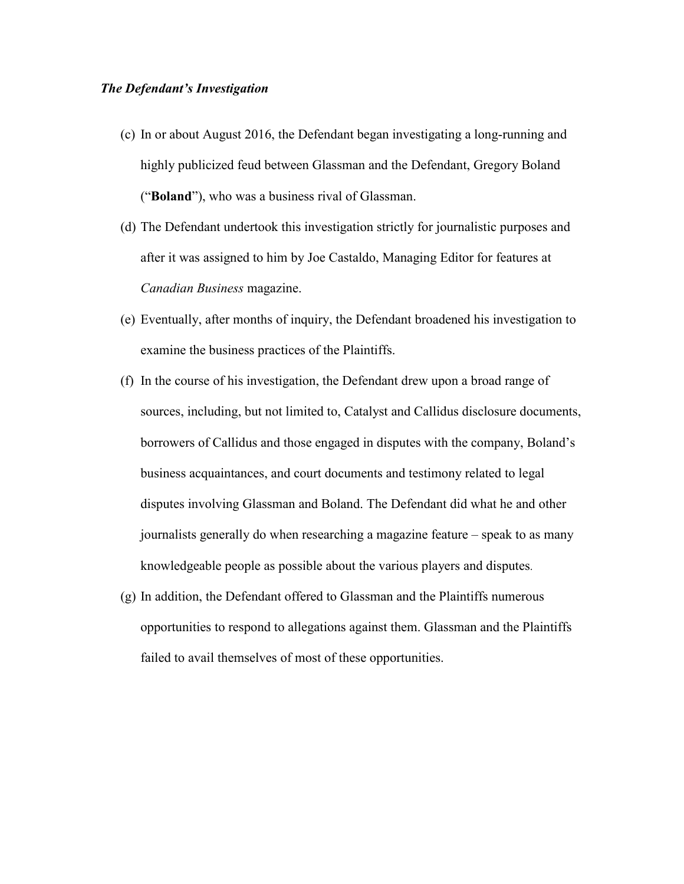***The Defendant's Investigation***

(c) In or about August 2016, the Defendant began investigating a long-running and highly publicized feud between Glassman and the Defendant, Gregory Boland ("**Boland**"), who was a business rival of Glassman.

(d) The Defendant undertook this investigation strictly for journalistic purposes and after it was assigned to him by Joe Castaldo, Managing Editor for features at *Canadian Business* magazine.

(e) Eventually, after months of inquiry, the Defendant broadened his investigation to examine the business practices of the Plaintiffs.

(f) In the course of his investigation, the Defendant drew upon a broad range of sources, including, but not limited to, Catalyst and Callidus disclosure documents, borrowers of Callidus and those engaged in disputes with the company, Boland's business acquaintances, and court documents and testimony related to legal disputes involving Glassman and Boland. The Defendant did what he and other journalists generally do when researching a magazine feature – speak to as many knowledgeable people as possible about the various players and disputes.

(g) In addition, the Defendant offered to Glassman and the Plaintiffs numerous opportunities to respond to allegations against them. Glassman and the Plaintiffs failed to avail themselves of most of these opportunities.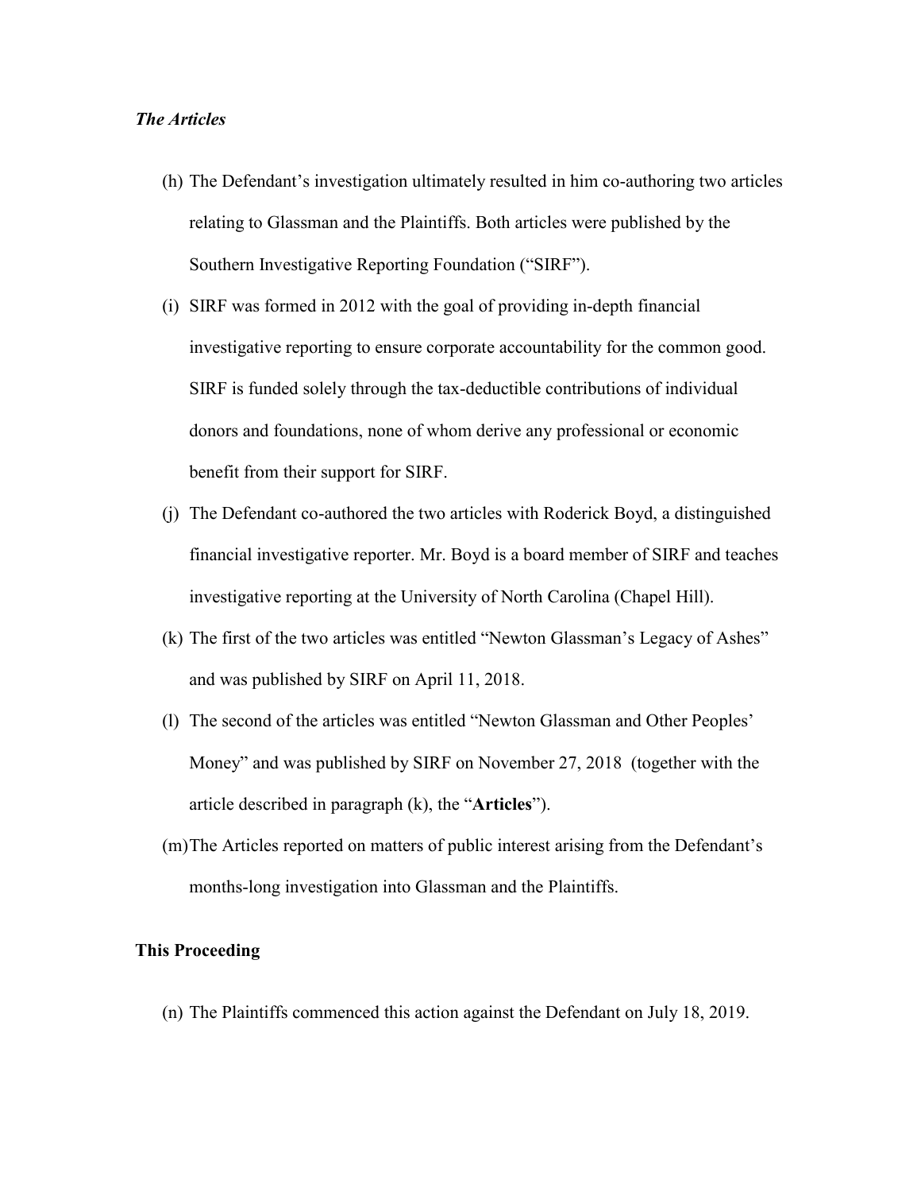*The Articles*

(h) The Defendant's investigation ultimately resulted in him co-authoring two articles relating to Glassman and the Plaintiffs. Both articles were published by the Southern Investigative Reporting Foundation ("SIRF").

(i) SIRF was formed in 2012 with the goal of providing in-depth financial investigative reporting to ensure corporate accountability for the common good. SIRF is funded solely through the tax-deductible contributions of individual donors and foundations, none of whom derive any professional or economic benefit from their support for SIRF.

(j) The Defendant co-authored the two articles with Roderick Boyd, a distinguished financial investigative reporter. Mr. Boyd is a board member of SIRF and teaches investigative reporting at the University of North Carolina (Chapel Hill).

(k) The first of the two articles was entitled "Newton Glassman's Legacy of Ashes" and was published by SIRF on April 11, 2018.

(l) The second of the articles was entitled "Newton Glassman and Other Peoples' Money" and was published by SIRF on November 27, 2018 (together with the article described in paragraph (k), the "**Articles**").

(m) The Articles reported on matters of public interest arising from the Defendant's months-long investigation into Glassman and the Plaintiffs.

**This Proceeding**

(n) The Plaintiffs commenced this action against the Defendant on July 18, 2019.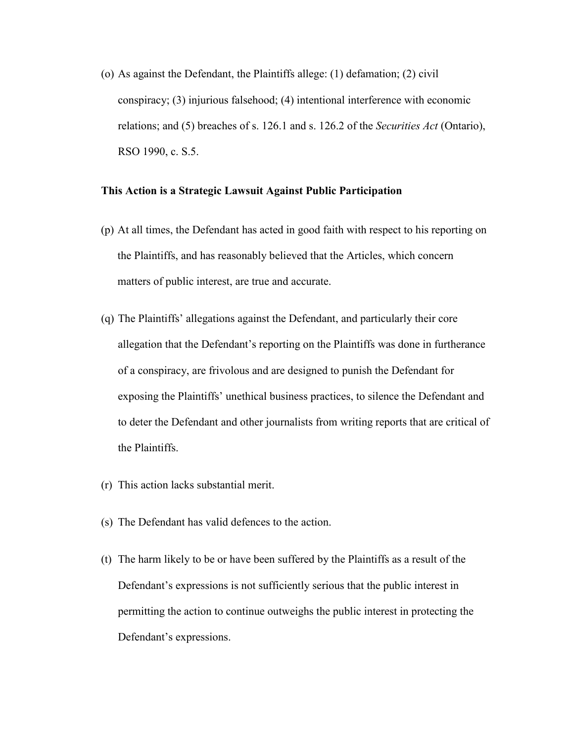(o) As against the Defendant, the Plaintiffs allege: (1) defamation; (2) civil conspiracy; (3) injurious falsehood; (4) intentional interference with economic relations; and (5) breaches of s. 126.1 and s. 126.2 of the *Securities Act* (Ontario), RSO 1990, c. S.5.

**This Action is a Strategic Lawsuit Against Public Participation**

(p) At all times, the Defendant has acted in good faith with respect to his reporting on the Plaintiffs, and has reasonably believed that the Articles, which concern matters of public interest, are true and accurate.

(q) The Plaintiffs' allegations against the Defendant, and particularly their core allegation that the Defendant's reporting on the Plaintiffs was done in furtherance of a conspiracy, are frivolous and are designed to punish the Defendant for exposing the Plaintiffs' unethical business practices, to silence the Defendant and to deter the Defendant and other journalists from writing reports that are critical of the Plaintiffs.

(r) This action lacks substantial merit.

(s) The Defendant has valid defences to the action.

(t) The harm likely to be or have been suffered by the Plaintiffs as a result of the Defendant's expressions is not sufficiently serious that the public interest in permitting the action to continue outweighs the public interest in protecting the Defendant's expressions.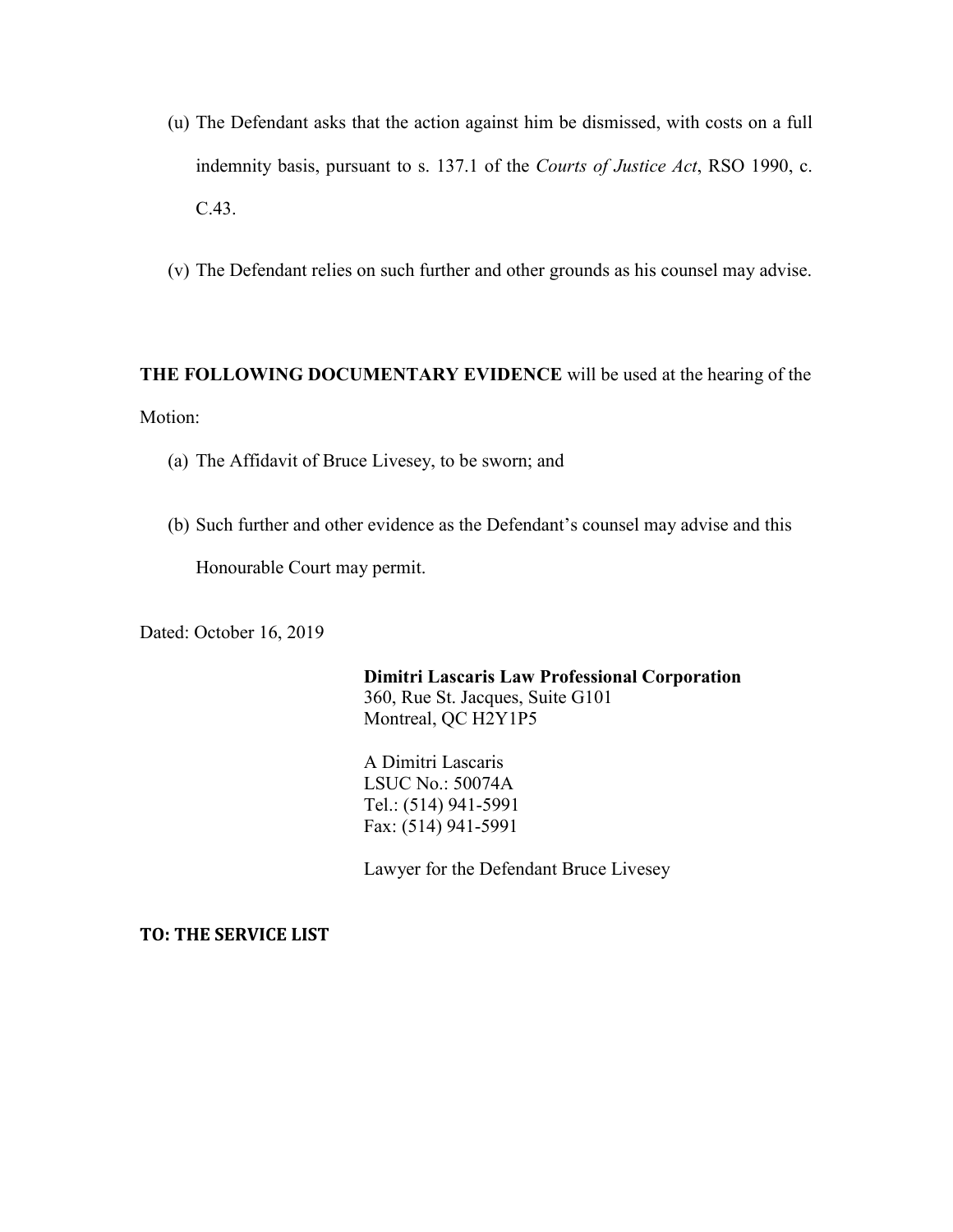(u) The Defendant asks that the action against him be dismissed, with costs on a full indemnity basis, pursuant to s. 137.1 of the *Courts of Justice Act*, RSO 1990, c. C.43.

(v) The Defendant relies on such further and other grounds as his counsel may advise.

**THE FOLLOWING DOCUMENTARY EVIDENCE** will be used at the hearing of the Motion:

(a) The Affidavit of Bruce Livesey, to be sworn; and

(b) Such further and other evidence as the Defendant's counsel may advise and this Honourable Court may permit.

Dated: October 16, 2019

**Dimitri Lascaris Law Professional Corporation**
360, Rue St. Jacques, Suite G101
Montreal, QC H2Y1P5

A Dimitri Lascaris
LSUC No.: 50074A
Tel.: (514) 941-5991
Fax: (514) 941-5991

Lawyer for the Defendant Bruce Livesey

**TO: THE SERVICE LIST**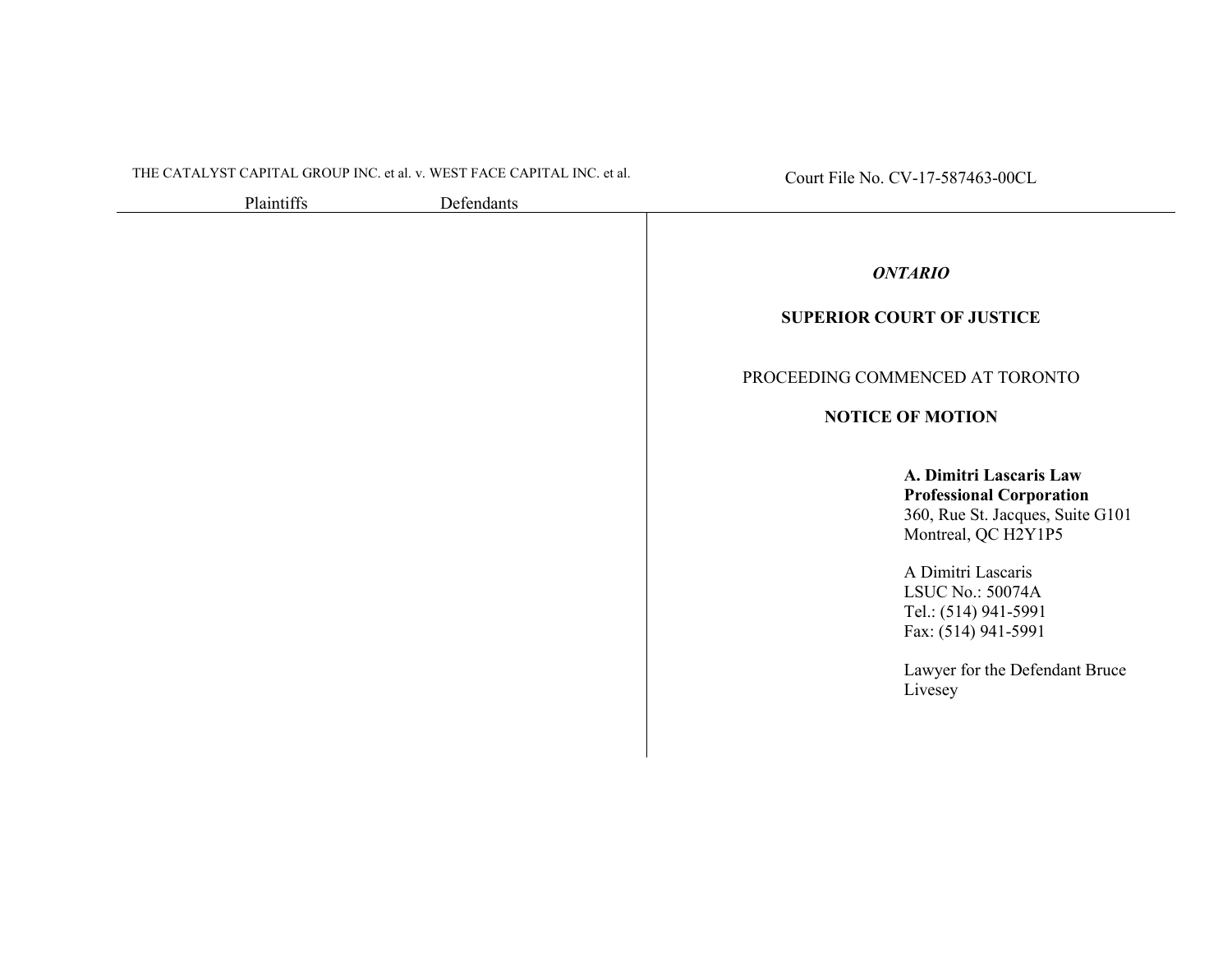THE CATALYST CAPITAL GROUP INC. et al. v. WEST FACE CAPITAL INC. et al.

Plaintiffs Defendants

Court File No. CV-17-587463-00CL

***ONTARIO***

**SUPERIOR COURT OF JUSTICE**

PROCEEDING COMMENCED AT TORONTO

**NOTICE OF MOTION**

**A. Dimitri Lascaris Law Professional Corporation**
360, Rue St. Jacques, Suite G101
Montreal, QC H2Y1P5

A Dimitri Lascaris
LSUC No.: 50074A
Tel.: (514) 941-5991
Fax: (514) 941-5991

Lawyer for the Defendant Bruce Livesey